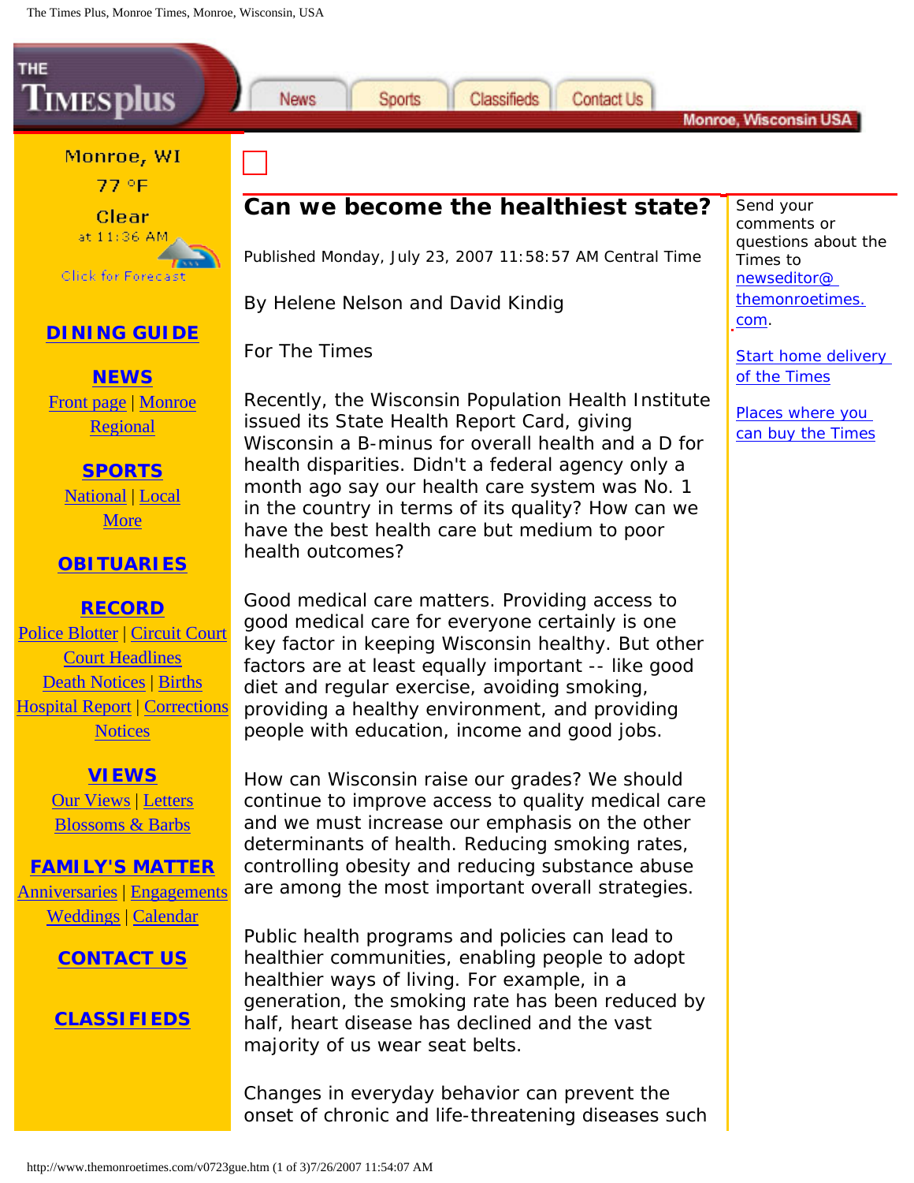# Can we become the healthiest state?

Published Monday, July 23, 2007 11:58:57 AM Central Time

By Helene Nelson and David Kindig

For The Times

Recently, the Wisconsin Population Health Institute issued its State Health Report Card, giving Wisconsin a B-minus for overall health and a D for health disparities. Didn't a federal agency only a month ago say our health care system was No. 1 in the country in terms of its quality? How can we have the best health care but medium to poor health outcomes?

Good medical care matters. Providing access to good medical care for everyone certainly is one key factor in keeping Wisconsin healthy. But other factors are at least equally important -- like good diet and regular exercise, avoiding smoking, providing a healthy environment, and providing people with education, income and good jobs.

How can Wisconsin raise our grades? We should continue to improve access to quality medical care and we must increase our emphasis on the other determinants of health. Reducing smoking rates, controlling obesity and reducing substance abuse are among the most important overall strategies.

Public health programs and policies can lead to healthier communities, enabling people to adopt healthier ways of living. For example, in a generation, the smoking rate has been reduced by half, heart disease has declined and the vast majority of us wear seat belts.

Changes in everyday behavior can prevent the onset of chronic and life-threatening diseases such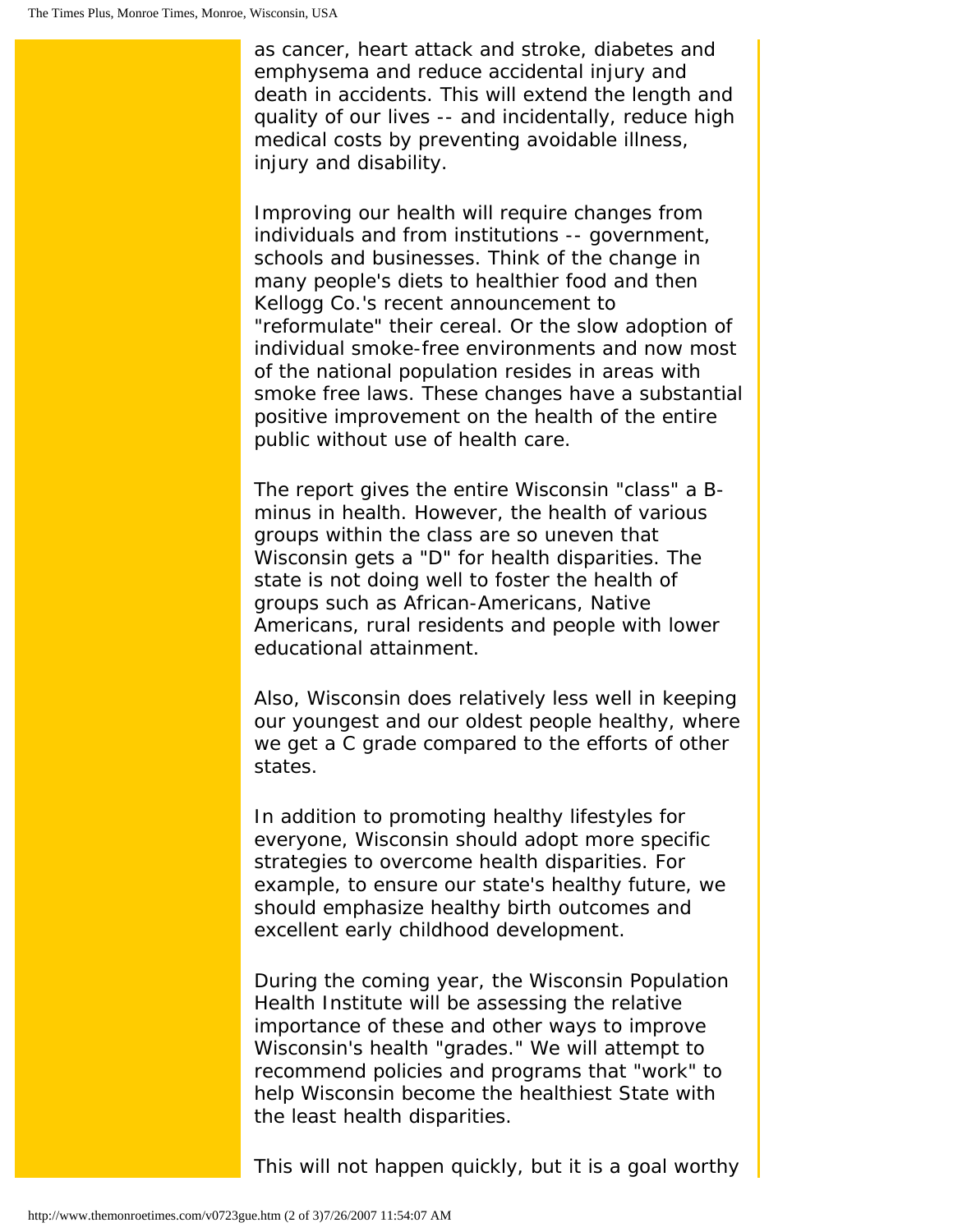as cancer, heart attack and stroke, diabetes and emphysema and reduce accidental injury and death in accidents. This will extend the length and quality of our lives -- and incidentally, reduce high medical costs by preventing avoidable illness, injury and disability.

Improving our health will require changes from individuals and from institutions -- government, schools and businesses. Think of the change in many people's diets to healthier food and then Kellogg Co.'s recent announcement to "reformulate" their cereal. Or the slow adoption of individual smoke-free environments and now most of the national population resides in areas with smoke free laws. These changes have a substantial positive improvement on the health of the entire public without use of health care.

The report gives the entire Wisconsin "class" a B-minus in health. However, the health of various groups within the class are so uneven that Wisconsin gets a "D" for health disparities. The state is not doing well to foster the health of groups such as African-Americans, Native Americans, rural residents and people with lower educational attainment.

Also, Wisconsin does relatively less well in keeping our youngest and our oldest people healthy, where we get a C grade compared to the efforts of other states.

In addition to promoting healthy lifestyles for everyone, Wisconsin should adopt more specific strategies to overcome health disparities. For example, to ensure our state's healthy future, we should emphasize healthy birth outcomes and excellent early childhood development.

During the coming year, the Wisconsin Population Health Institute will be assessing the relative importance of these and other ways to improve Wisconsin's health "grades." We will attempt to recommend policies and programs that "work" to help Wisconsin become the healthiest State with the least health disparities.

This will not happen quickly, but it is a goal worthy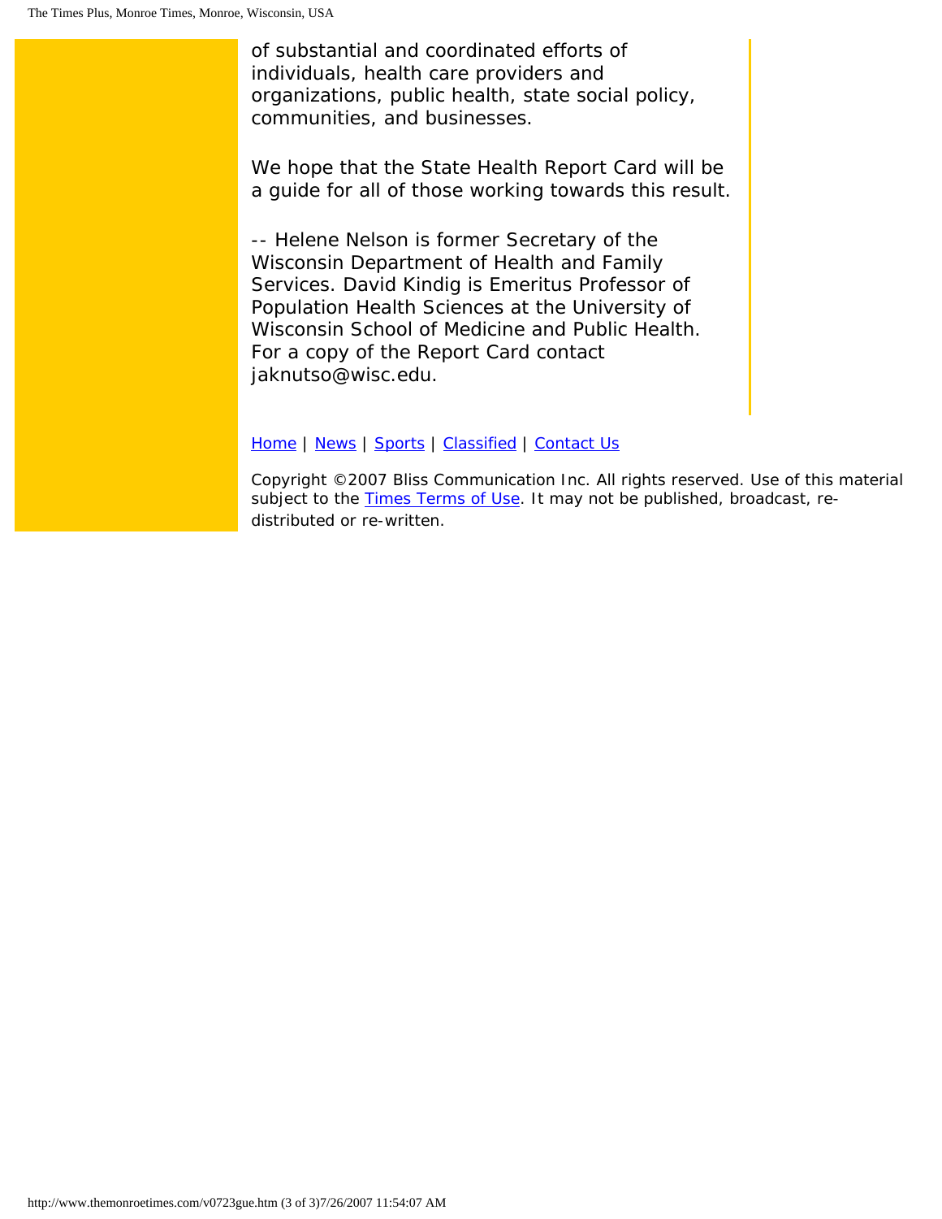of substantial and coordinated efforts of individuals, health care providers and organizations, public health, state social policy, communities, and businesses.

We hope that the State Health Report Card will be a guide for all of those working towards this result.

-- Helene Nelson is former Secretary of the Wisconsin Department of Health and Family Services. David Kindig is Emeritus Professor of Population Health Sciences at the University of Wisconsin School of Medicine and Public Health. For a copy of the Report Card contact jaknutso@wisc.edu.

Home | News | Sports | Classified | Contact Us

Copyright ©2007 Bliss Communication Inc. All rights reserved. Use of this material subject to the Times Terms of Use. It may not be published, broadcast, re-distributed or re-written.